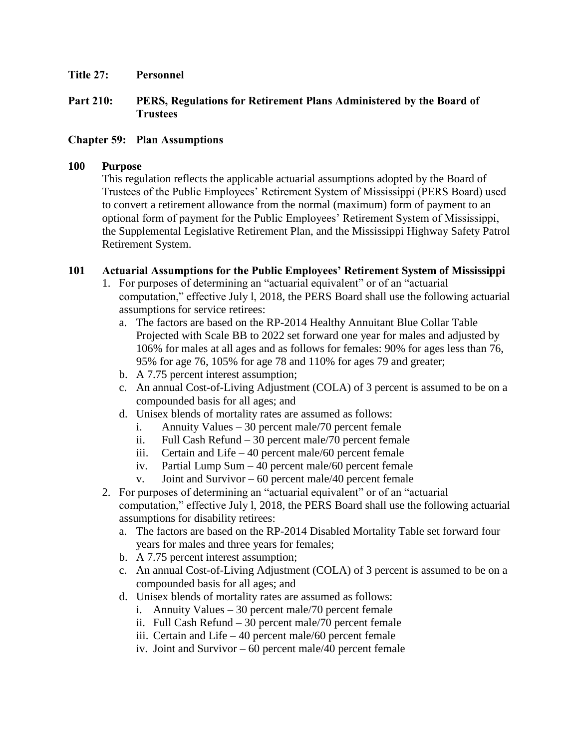**Title 27: Personnel**

**Part 210: PERS, Regulations for Retirement Plans Administered by the Board of Trustees**

**Chapter 59: Plan Assumptions**

**100 Purpose**

This regulation reflects the applicable actuarial assumptions adopted by the Board of Trustees of the Public Employees' Retirement System of Mississippi (PERS Board) used to convert a retirement allowance from the normal (maximum) form of payment to an optional form of payment for the Public Employees' Retirement System of Mississippi, the Supplemental Legislative Retirement Plan, and the Mississippi Highway Safety Patrol Retirement System.

**101 Actuarial Assumptions for the Public Employees' Retirement System of Mississippi**

1. For purposes of determining an "actuarial equivalent" or of an "actuarial computation," effective July l, 2018, the PERS Board shall use the following actuarial assumptions for service retirees:
   a. The factors are based on the RP-2014 Healthy Annuitant Blue Collar Table Projected with Scale BB to 2022 set forward one year for males and adjusted by 106% for males at all ages and as follows for females: 90% for ages less than 76, 95% for age 76, 105% for age 78 and 110% for ages 79 and greater;
   b. A 7.75 percent interest assumption;
   c. An annual Cost-of-Living Adjustment (COLA) of 3 percent is assumed to be on a compounded basis for all ages; and
   d. Unisex blends of mortality rates are assumed as follows:
      i. Annuity Values – 30 percent male/70 percent female
      ii. Full Cash Refund – 30 percent male/70 percent female
      iii. Certain and Life – 40 percent male/60 percent female
      iv. Partial Lump Sum – 40 percent male/60 percent female
      v. Joint and Survivor – 60 percent male/40 percent female
2. For purposes of determining an "actuarial equivalent" or of an "actuarial computation," effective July l, 2018, the PERS Board shall use the following actuarial assumptions for disability retirees:
   a. The factors are based on the RP-2014 Disabled Mortality Table set forward four years for males and three years for females;
   b. A 7.75 percent interest assumption;
   c. An annual Cost-of-Living Adjustment (COLA) of 3 percent is assumed to be on a compounded basis for all ages; and
   d. Unisex blends of mortality rates are assumed as follows:
      i. Annuity Values – 30 percent male/70 percent female
      ii. Full Cash Refund – 30 percent male/70 percent female
      iii. Certain and Life – 40 percent male/60 percent female
      iv. Joint and Survivor – 60 percent male/40 percent female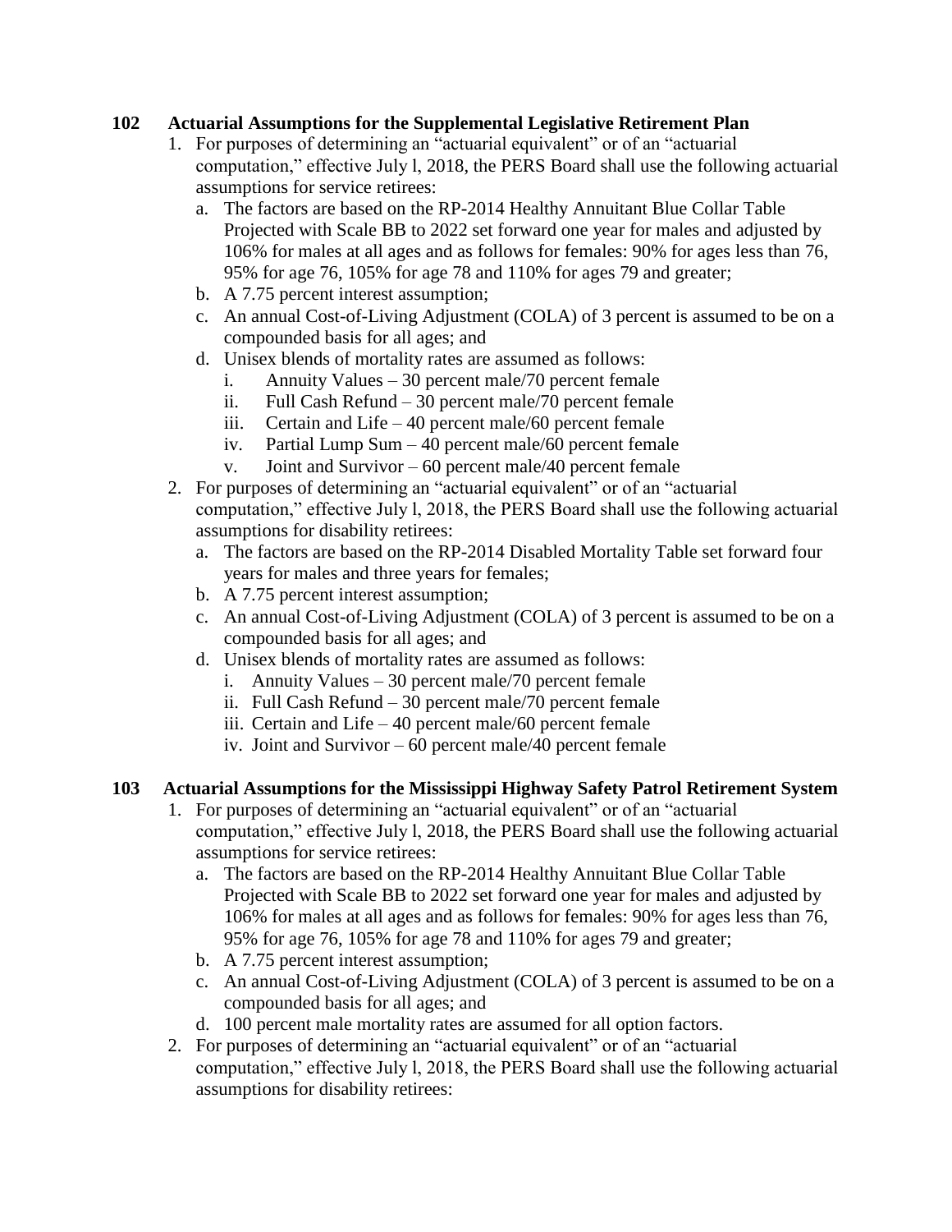## 102 Actuarial Assumptions for the Supplemental Legislative Retirement Plan

1. For purposes of determining an "actuarial equivalent" or of an "actuarial computation," effective July l, 2018, the PERS Board shall use the following actuarial assumptions for service retirees:
   a. The factors are based on the RP-2014 Healthy Annuitant Blue Collar Table Projected with Scale BB to 2022 set forward one year for males and adjusted by 106% for males at all ages and as follows for females: 90% for ages less than 76, 95% for age 76, 105% for age 78 and 110% for ages 79 and greater;
   b. A 7.75 percent interest assumption;
   c. An annual Cost-of-Living Adjustment (COLA) of 3 percent is assumed to be on a compounded basis for all ages; and
   d. Unisex blends of mortality rates are assumed as follows:
      i. Annuity Values – 30 percent male/70 percent female
      ii. Full Cash Refund – 30 percent male/70 percent female
      iii. Certain and Life – 40 percent male/60 percent female
      iv. Partial Lump Sum – 40 percent male/60 percent female
      v. Joint and Survivor – 60 percent male/40 percent female
2. For purposes of determining an "actuarial equivalent" or of an "actuarial computation," effective July l, 2018, the PERS Board shall use the following actuarial assumptions for disability retirees:
   a. The factors are based on the RP-2014 Disabled Mortality Table set forward four years for males and three years for females;
   b. A 7.75 percent interest assumption;
   c. An annual Cost-of-Living Adjustment (COLA) of 3 percent is assumed to be on a compounded basis for all ages; and
   d. Unisex blends of mortality rates are assumed as follows:
      i. Annuity Values – 30 percent male/70 percent female
      ii. Full Cash Refund – 30 percent male/70 percent female
      iii. Certain and Life – 40 percent male/60 percent female
      iv. Joint and Survivor – 60 percent male/40 percent female

## 103 Actuarial Assumptions for the Mississippi Highway Safety Patrol Retirement System

1. For purposes of determining an "actuarial equivalent" or of an "actuarial computation," effective July l, 2018, the PERS Board shall use the following actuarial assumptions for service retirees:
   a. The factors are based on the RP-2014 Healthy Annuitant Blue Collar Table Projected with Scale BB to 2022 set forward one year for males and adjusted by 106% for males at all ages and as follows for females: 90% for ages less than 76, 95% for age 76, 105% for age 78 and 110% for ages 79 and greater;
   b. A 7.75 percent interest assumption;
   c. An annual Cost-of-Living Adjustment (COLA) of 3 percent is assumed to be on a compounded basis for all ages; and
   d. 100 percent male mortality rates are assumed for all option factors.
2. For purposes of determining an "actuarial equivalent" or of an "actuarial computation," effective July l, 2018, the PERS Board shall use the following actuarial assumptions for disability retirees: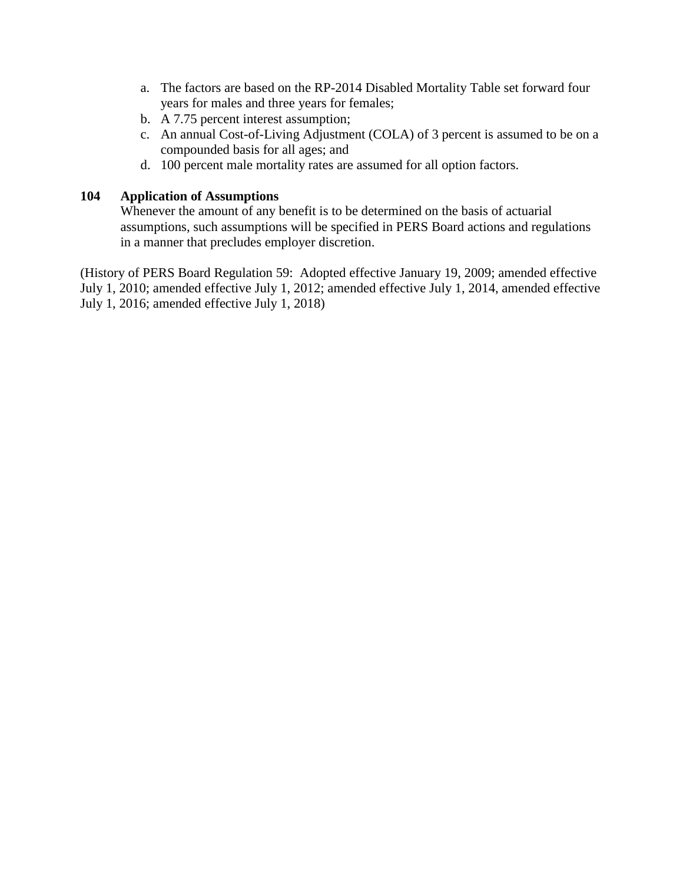a. The factors are based on the RP-2014 Disabled Mortality Table set forward four years for males and three years for females;
b. A 7.75 percent interest assumption;
c. An annual Cost-of-Living Adjustment (COLA) of 3 percent is assumed to be on a compounded basis for all ages; and
d. 100 percent male mortality rates are assumed for all option factors.

**104 Application of Assumptions**

Whenever the amount of any benefit is to be determined on the basis of actuarial assumptions, such assumptions will be specified in PERS Board actions and regulations in a manner that precludes employer discretion.

(History of PERS Board Regulation 59: Adopted effective January 19, 2009; amended effective July 1, 2010; amended effective July 1, 2012; amended effective July 1, 2014, amended effective July 1, 2016; amended effective July 1, 2018)